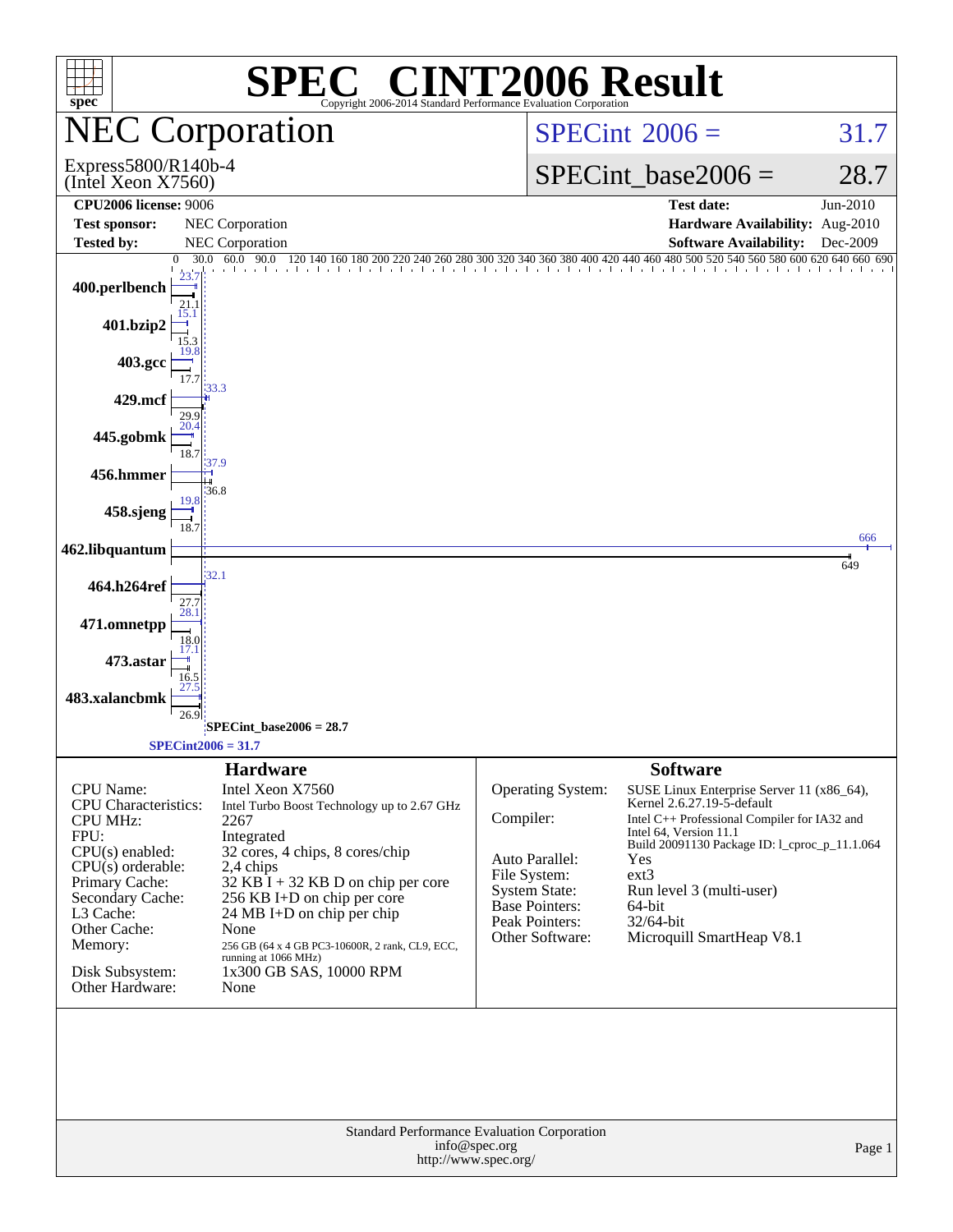# SPEC CINT2006 Result

Copyright 2006-2014 Standard Performance Evaluation Corporation

## NEC Corporation

Express5800/R140b-4
(Intel Xeon X7560)

SPECint 2006 = 31.7

SPECint_base2006 = 28.7

| | | | |
|---|---|---|---|
| **CPU2006 license:** 9006 | | **Test date:** | Jun-2010 |
| **Test sponsor:** | NEC Corporation | **Hardware Availability:** | Aug-2010 |
| **Tested by:** | NEC Corporation | **Software Availability:** | Dec-2009 |

| Benchmark | Peak | Base |
|---|---|---|
| 400.perlbench | 23.7 | 21.1 |
| 401.bzip2 | 15.1 | 15.3 |
| 403.gcc | 19.8 | 17.7 |
| 429.mcf | 33.3 | 29.9 |
| 445.gobmk | 20.4 | 18.7 |
| 456.hmmer | 37.9 | 36.8 |
| 458.sjeng | 19.8 | 18.7 |
| 462.libquantum | 666 | 649 |
| 464.h264ref | 32.1 | 27.7 |
| 471.omnetpp | 28.1 | 18.0 |
| 473.astar | 17.1 | 16.5 |
| 483.xalancbmk | 27.5 | 26.9 |

SPECint_base2006 = 28.7

SPECint2006 = 31.7

### Hardware

| | |
|---|---|
| CPU Name: | Intel Xeon X7560 |
| CPU Characteristics: | Intel Turbo Boost Technology up to 2.67 GHz |
| CPU MHz: | 2267 |
| FPU: | Integrated |
| CPU(s) enabled: | 32 cores, 4 chips, 8 cores/chip |
| CPU(s) orderable: | 2,4 chips |
| Primary Cache: | 32 KB I + 32 KB D on chip per core |
| Secondary Cache: | 256 KB I+D on chip per core |
| L3 Cache: | 24 MB I+D on chip per chip |
| Other Cache: | None |
| Memory: | 256 GB (64 x 4 GB PC3-10600R, 2 rank, CL9, ECC, running at 1066 MHz) |
| Disk Subsystem: | 1x300 GB SAS, 10000 RPM |
| Other Hardware: | None |

### Software

| | |
|---|---|
| Operating System: | SUSE Linux Enterprise Server 11 (x86_64), Kernel 2.6.27.19-5-default |
| Compiler: | Intel C++ Professional Compiler for IA32 and Intel 64, Version 11.1 Build 20091130 Package ID: l_cproc_p_11.1.064 |
| Auto Parallel: | Yes |
| File System: | ext3 |
| System State: | Run level 3 (multi-user) |
| Base Pointers: | 64-bit |
| Peak Pointers: | 32/64-bit |
| Other Software: | Microquill SmartHeap V8.1 |

Standard Performance Evaluation Corporation
info@spec.org
http://www.spec.org/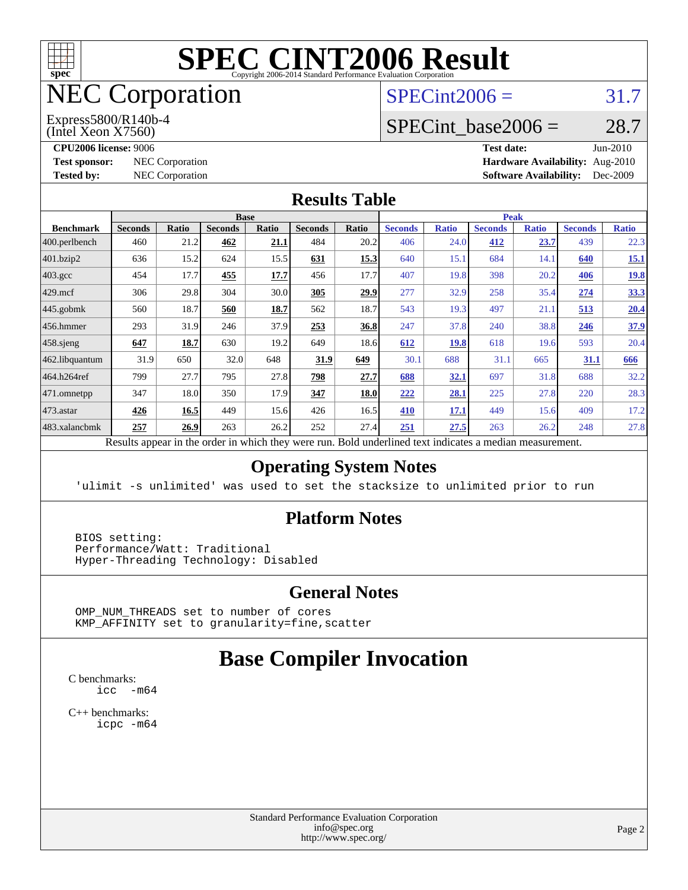# SPEC CINT2006 Result

Copyright 2006-2014 Standard Performance Evaluation Corporation

## NEC Corporation

Express5800/R140b-4
(Intel Xeon X7560)

SPECint2006 = 31.7

SPECint_base2006 = 28.7

**CPU2006 license:** 9006
**Test sponsor:** NEC Corporation
**Tested by:** NEC Corporation

**Test date:** Jun-2010
**Hardware Availability:** Aug-2010
**Software Availability:** Dec-2009

## Results Table

| Benchmark | Base | | | | | | Peak | | | | | |
|---|---|---|---|---|---|---|---|---|---|---|---|---|
| | Seconds | Ratio | Seconds | Ratio | Seconds | Ratio | Seconds | Ratio | Seconds | Ratio | Seconds | Ratio |
| 400.perlbench | 460 | 21.2 | **462** | **21.1** | 484 | 20.2 | 406 | 24.0 | **412** | **23.7** | 439 | 22.3 |
| 401.bzip2 | 636 | 15.2 | 624 | 15.5 | **631** | **15.3** | 640 | 15.1 | 684 | 14.1 | **640** | **15.1** |
| 403.gcc | 454 | 17.7 | **455** | **17.7** | 456 | 17.7 | 407 | 19.8 | 398 | 20.2 | **406** | **19.8** |
| 429.mcf | 306 | 29.8 | 304 | 30.0 | **305** | **29.9** | 277 | 32.9 | 258 | 35.4 | **274** | **33.3** |
| 445.gobmk | 560 | 18.7 | **560** | **18.7** | 562 | 18.7 | 543 | 19.3 | 497 | 21.1 | **513** | **20.4** |
| 456.hmmer | 293 | 31.9 | 246 | 37.9 | **253** | **36.8** | 247 | 37.8 | 240 | 38.8 | **246** | **37.9** |
| 458.sjeng | **647** | **18.7** | 630 | 19.2 | 649 | 18.6 | **612** | **19.8** | 618 | 19.6 | 593 | 20.4 |
| 462.libquantum | 31.9 | 650 | 32.0 | 648 | **31.9** | **649** | 30.1 | 688 | 31.1 | 665 | **31.1** | **666** |
| 464.h264ref | 799 | 27.7 | 795 | 27.8 | **798** | **27.7** | **688** | **32.1** | 697 | 31.8 | 688 | 32.2 |
| 471.omnetpp | 347 | 18.0 | 350 | 17.9 | **347** | **18.0** | **222** | **28.1** | 225 | 27.8 | 220 | 28.3 |
| 473.astar | **426** | **16.5** | 449 | 15.6 | 426 | 16.5 | **410** | **17.1** | 449 | 15.6 | 409 | 17.2 |
| 483.xalancbmk | **257** | **26.9** | 263 | 26.2 | 252 | 27.4 | **251** | **27.5** | 263 | 26.2 | 248 | 27.8 |

Results appear in the order in which they were run. Bold underlined text indicates a median measurement.

## Operating System Notes

```
'ulimit -s unlimited' was used to set the stacksize to unlimited prior to run
```

## Platform Notes

```
BIOS setting:
Performance/Watt: Traditional
Hyper-Threading Technology: Disabled
```

## General Notes

```
OMP_NUM_THREADS set to number of cores
KMP_AFFINITY set to granularity=fine,scatter
```

# Base Compiler Invocation

C benchmarks:
```
icc  -m64
```

C++ benchmarks:
```
icpc -m64
```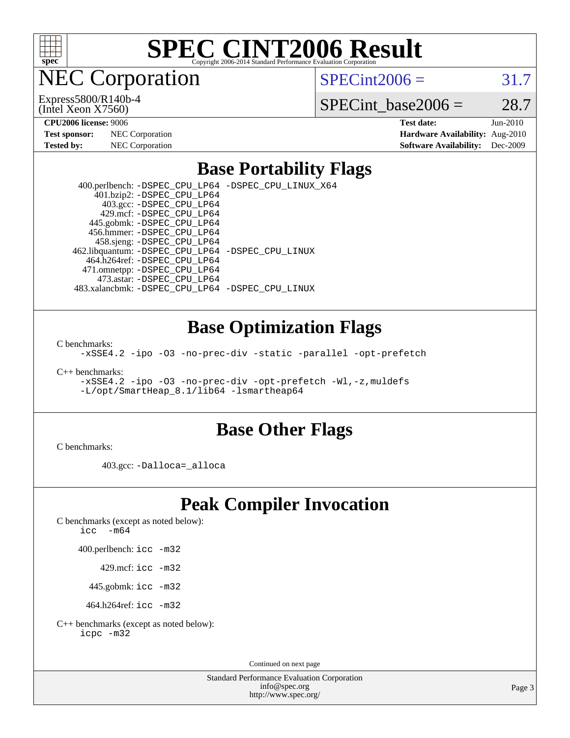# SPEC CINT2006 Result

Copyright 2006-2014 Standard Performance Evaluation Corporation

## NEC Corporation

Express5800/R140b-4
(Intel Xeon X7560)

SPECint2006 = 31.7

SPECint_base2006 = 28.7

| | | | |
|---|---|---|---|
| **CPU2006 license:** 9006 | | **Test date:** | Jun-2010 |
| **Test sponsor:** | NEC Corporation | **Hardware Availability:** | Aug-2010 |
| **Tested by:** | NEC Corporation | **Software Availability:** | Dec-2009 |

## Base Portability Flags

400.perlbench: `-DSPEC_CPU_LP64 -DSPEC_CPU_LINUX_X64`
401.bzip2: `-DSPEC_CPU_LP64`
403.gcc: `-DSPEC_CPU_LP64`
429.mcf: `-DSPEC_CPU_LP64`
445.gobmk: `-DSPEC_CPU_LP64`
456.hmmer: `-DSPEC_CPU_LP64`
458.sjeng: `-DSPEC_CPU_LP64`
462.libquantum: `-DSPEC_CPU_LP64 -DSPEC_CPU_LINUX`
464.h264ref: `-DSPEC_CPU_LP64`
471.omnetpp: `-DSPEC_CPU_LP64`
473.astar: `-DSPEC_CPU_LP64`
483.xalancbmk: `-DSPEC_CPU_LP64 -DSPEC_CPU_LINUX`

## Base Optimization Flags

C benchmarks:

```
-xSSE4.2 -ipo -O3 -no-prec-div -static -parallel -opt-prefetch
```

C++ benchmarks:

```
-xSSE4.2 -ipo -O3 -no-prec-div -opt-prefetch -Wl,-z,muldefs
-L/opt/SmartHeap_8.1/lib64 -lsmartheap64
```

## Base Other Flags

C benchmarks:

403.gcc: `-Dalloca=_alloca`

## Peak Compiler Invocation

C benchmarks (except as noted below):

```
icc  -m64
```

400.perlbench: `icc -m32`

429.mcf: `icc -m32`

445.gobmk: `icc -m32`

464.h264ref: `icc -m32`

C++ benchmarks (except as noted below):

```
icpc -m32
```

Continued on next page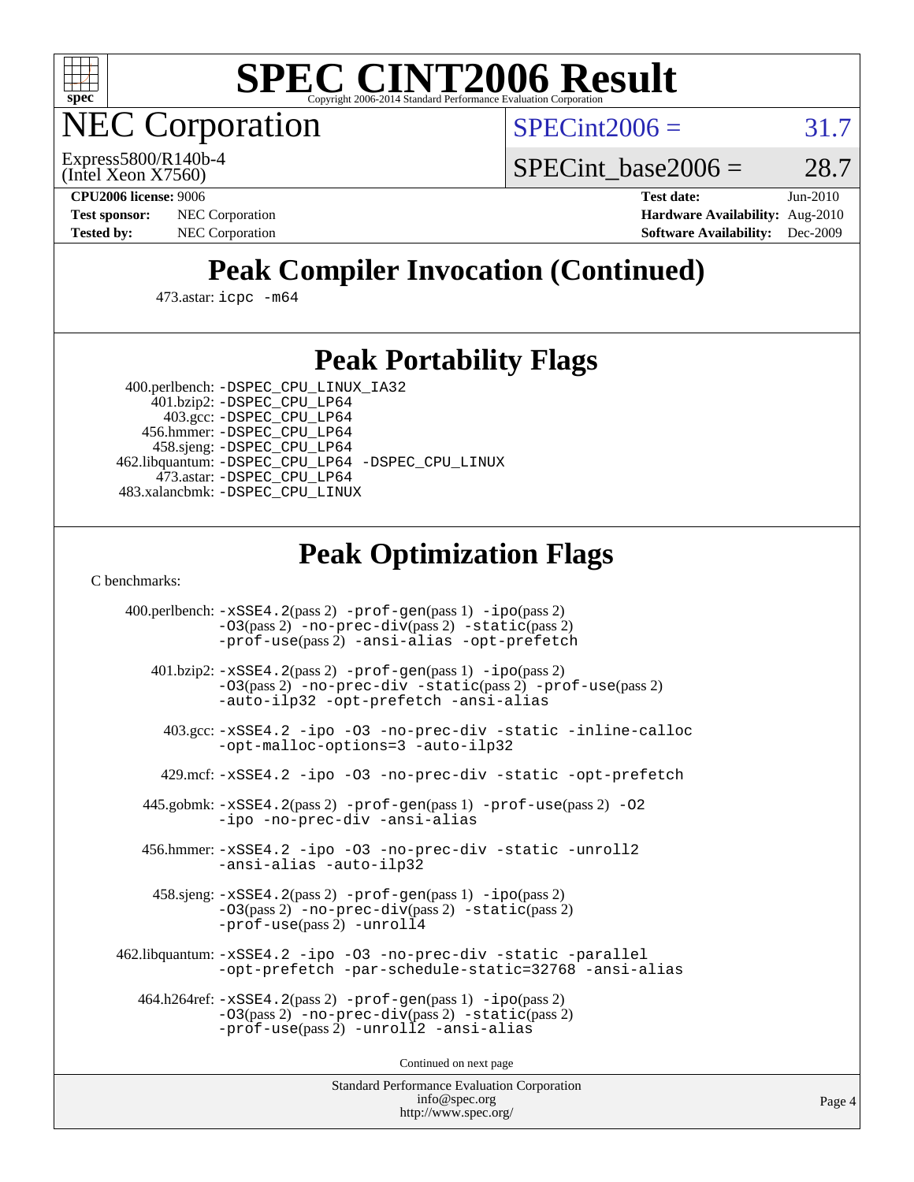# SPEC CINT2006 Result

Copyright 2006-2014 Standard Performance Evaluation Corporation

## NEC Corporation

Express5800/R140b-4
(Intel Xeon X7560)

SPECint2006 = 31.7

SPECint_base2006 = 28.7

**CPU2006 license:** 9006
**Test sponsor:** NEC Corporation
**Tested by:** NEC Corporation

**Test date:** Jun-2010
**Hardware Availability:** Aug-2010
**Software Availability:** Dec-2009

## Peak Compiler Invocation (Continued)

473.astar: `icpc -m64`

## Peak Portability Flags

400.perlbench: `-DSPEC_CPU_LINUX_IA32`
401.bzip2: `-DSPEC_CPU_LP64`
403.gcc: `-DSPEC_CPU_LP64`
456.hmmer: `-DSPEC_CPU_LP64`
458.sjeng: `-DSPEC_CPU_LP64`
462.libquantum: `-DSPEC_CPU_LP64 -DSPEC_CPU_LINUX`
473.astar: `-DSPEC_CPU_LP64`
483.xalancbmk: `-DSPEC_CPU_LINUX`

## Peak Optimization Flags

C benchmarks:

400.perlbench: `-xSSE4.2`(pass 2) `-prof-gen`(pass 1) `-ipo`(pass 2) `-O3`(pass 2) `-no-prec-div`(pass 2) `-static`(pass 2) `-prof-use`(pass 2) `-ansi-alias -opt-prefetch`

401.bzip2: `-xSSE4.2`(pass 2) `-prof-gen`(pass 1) `-ipo`(pass 2) `-O3`(pass 2) `-no-prec-div -static`(pass 2) `-prof-use`(pass 2) `-auto-ilp32 -opt-prefetch -ansi-alias`

403.gcc: `-xSSE4.2 -ipo -O3 -no-prec-div -static -inline-calloc -opt-malloc-options=3 -auto-ilp32`

429.mcf: `-xSSE4.2 -ipo -O3 -no-prec-div -static -opt-prefetch`

445.gobmk: `-xSSE4.2`(pass 2) `-prof-gen`(pass 1) `-prof-use`(pass 2) `-O2 -ipo -no-prec-div -ansi-alias`

456.hmmer: `-xSSE4.2 -ipo -O3 -no-prec-div -static -unroll2 -ansi-alias -auto-ilp32`

458.sjeng: `-xSSE4.2`(pass 2) `-prof-gen`(pass 1) `-ipo`(pass 2) `-O3`(pass 2) `-no-prec-div`(pass 2) `-static`(pass 2) `-prof-use`(pass 2) `-unroll4`

462.libquantum: `-xSSE4.2 -ipo -O3 -no-prec-div -static -parallel -opt-prefetch -par-schedule-static=32768 -ansi-alias`

464.h264ref: `-xSSE4.2`(pass 2) `-prof-gen`(pass 1) `-ipo`(pass 2) `-O3`(pass 2) `-no-prec-div`(pass 2) `-static`(pass 2) `-prof-use`(pass 2) `-unroll2 -ansi-alias`

Continued on next page

Standard Performance Evaluation Corporation
info@spec.org
http://www.spec.org/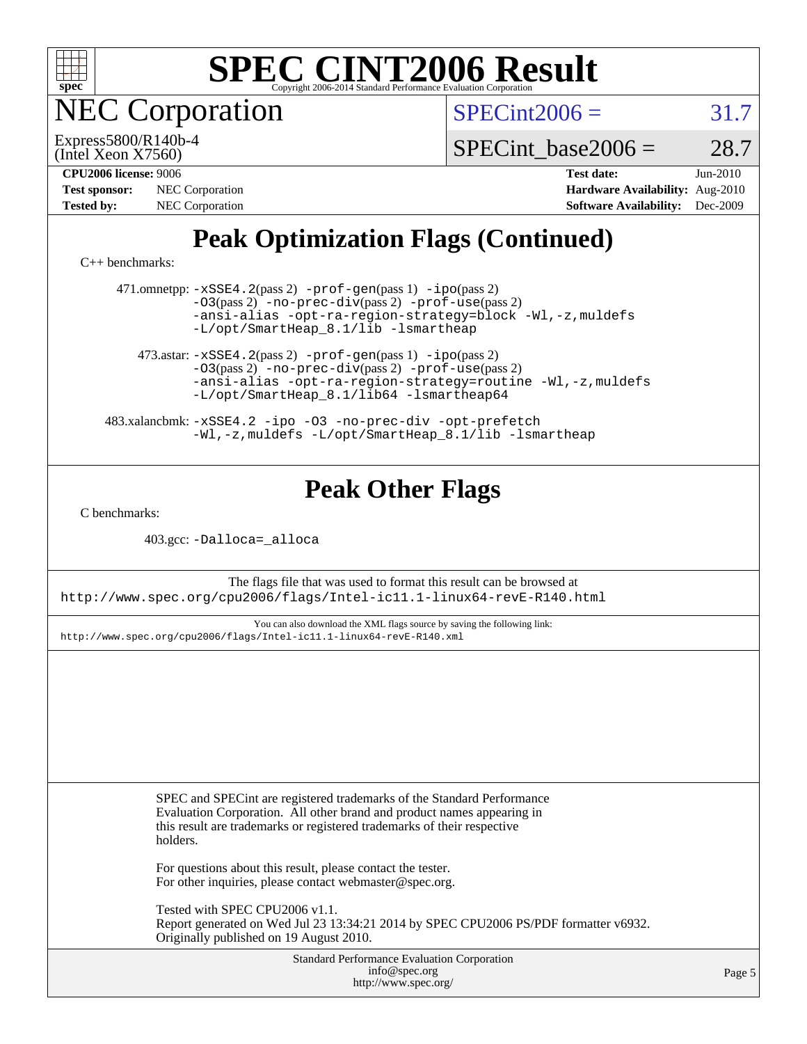# SPEC CINT2006 Result

Copyright 2006-2014 Standard Performance Evaluation Corporation

## NEC Corporation

Express5800/R140b-4
(Intel Xeon X7560)

SPECint2006 = 31.7

SPECint_base2006 = 28.7

**CPU2006 license:** 9006
**Test sponsor:** NEC Corporation
**Tested by:** NEC Corporation

**Test date:** Jun-2010
**Hardware Availability:** Aug-2010
**Software Availability:** Dec-2009

## Peak Optimization Flags (Continued)

C++ benchmarks:

471.omnetpp: -xSSE4.2(pass 2) -prof-gen(pass 1) -ipo(pass 2) -O3(pass 2) -no-prec-div(pass 2) -prof-use(pass 2) -ansi-alias -opt-ra-region-strategy=block -Wl,-z,muldefs -L/opt/SmartHeap_8.1/lib -lsmartheap

473.astar: -xSSE4.2(pass 2) -prof-gen(pass 1) -ipo(pass 2) -O3(pass 2) -no-prec-div(pass 2) -prof-use(pass 2) -ansi-alias -opt-ra-region-strategy=routine -Wl,-z,muldefs -L/opt/SmartHeap_8.1/lib64 -lsmartheap64

483.xalancbmk: -xSSE4.2 -ipo -O3 -no-prec-div -opt-prefetch -Wl,-z,muldefs -L/opt/SmartHeap_8.1/lib -lsmartheap

## Peak Other Flags

C benchmarks:

403.gcc: -Dalloca=_alloca

The flags file that was used to format this result can be browsed at
http://www.spec.org/cpu2006/flags/Intel-ic11.1-linux64-revE-R140.html

You can also download the XML flags source by saving the following link:
http://www.spec.org/cpu2006/flags/Intel-ic11.1-linux64-revE-R140.xml

SPEC and SPECint are registered trademarks of the Standard Performance Evaluation Corporation. All other brand and product names appearing in this result are trademarks or registered trademarks of their respective holders.

For questions about this result, please contact the tester.
For other inquiries, please contact webmaster@spec.org.

Tested with SPEC CPU2006 v1.1.
Report generated on Wed Jul 23 13:34:21 2014 by SPEC CPU2006 PS/PDF formatter v6932.
Originally published on 19 August 2010.

Standard Performance Evaluation Corporation
info@spec.org
http://www.spec.org/